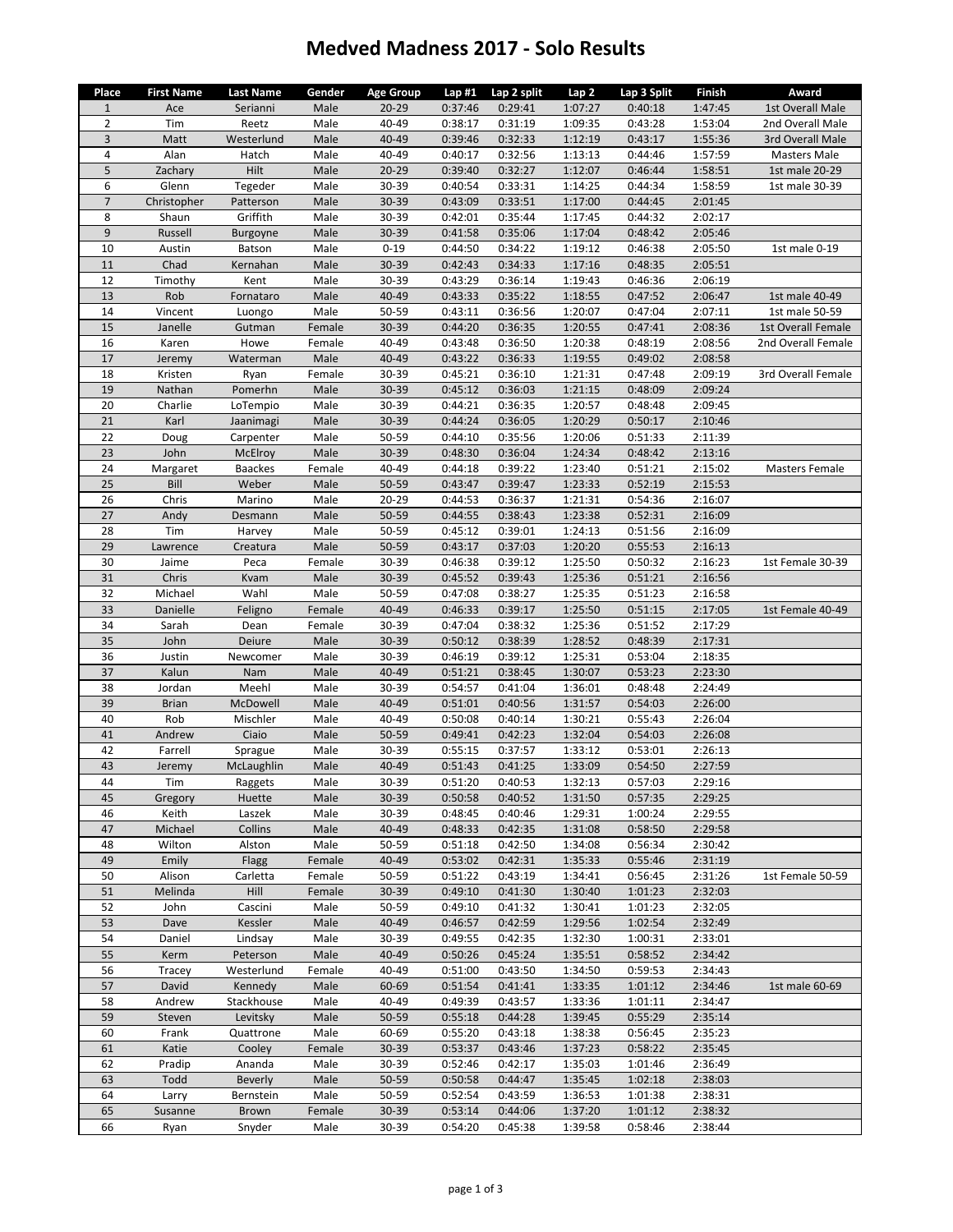# Medved Madness 2017 - Solo Results

| Place | First Name | Last Name | Gender | Age Group | Lap #1 | Lap 2 split | Lap 2 | Lap 3 Split | Finish | Award |
|---|---|---|---|---|---|---|---|---|---|---|
| 1 | Ace | Serianni | Male | 20-29 | 0:37:46 | 0:29:41 | 1:07:27 | 0:40:18 | 1:47:45 | 1st Overall Male |
| 2 | Tim | Reetz | Male | 40-49 | 0:38:17 | 0:31:19 | 1:09:35 | 0:43:28 | 1:53:04 | 2nd Overall Male |
| 3 | Matt | Westerlund | Male | 40-49 | 0:39:46 | 0:32:33 | 1:12:19 | 0:43:17 | 1:55:36 | 3rd Overall Male |
| 4 | Alan | Hatch | Male | 40-49 | 0:40:17 | 0:32:56 | 1:13:13 | 0:44:46 | 1:57:59 | Masters Male |
| 5 | Zachary | Hilt | Male | 20-29 | 0:39:40 | 0:32:27 | 1:12:07 | 0:46:44 | 1:58:51 | 1st male 20-29 |
| 6 | Glenn | Tegeder | Male | 30-39 | 0:40:54 | 0:33:31 | 1:14:25 | 0:44:34 | 1:58:59 | 1st male 30-39 |
| 7 | Christopher | Patterson | Male | 30-39 | 0:43:09 | 0:33:51 | 1:17:00 | 0:44:45 | 2:01:45 | |
| 8 | Shaun | Griffith | Male | 30-39 | 0:42:01 | 0:35:44 | 1:17:45 | 0:44:32 | 2:02:17 | |
| 9 | Russell | Burgoyne | Male | 30-39 | 0:41:58 | 0:35:06 | 1:17:04 | 0:48:42 | 2:05:46 | |
| 10 | Austin | Batson | Male | 0-19 | 0:44:50 | 0:34:22 | 1:19:12 | 0:46:38 | 2:05:50 | 1st male 0-19 |
| 11 | Chad | Kernahan | Male | 30-39 | 0:42:43 | 0:34:33 | 1:17:16 | 0:48:35 | 2:05:51 | |
| 12 | Timothy | Kent | Male | 30-39 | 0:43:29 | 0:36:14 | 1:19:43 | 0:46:36 | 2:06:19 | |
| 13 | Rob | Fornataro | Male | 40-49 | 0:43:33 | 0:35:22 | 1:18:55 | 0:47:52 | 2:06:47 | 1st male 40-49 |
| 14 | Vincent | Luongo | Male | 50-59 | 0:43:11 | 0:36:56 | 1:20:07 | 0:47:04 | 2:07:11 | 1st male 50-59 |
| 15 | Janelle | Gutman | Female | 30-39 | 0:44:20 | 0:36:35 | 1:20:55 | 0:47:41 | 2:08:36 | 1st Overall Female |
| 16 | Karen | Howe | Female | 40-49 | 0:43:48 | 0:36:50 | 1:20:38 | 0:48:19 | 2:08:56 | 2nd Overall Female |
| 17 | Jeremy | Waterman | Male | 40-49 | 0:43:22 | 0:36:33 | 1:19:55 | 0:49:02 | 2:08:58 | |
| 18 | Kristen | Ryan | Female | 30-39 | 0:45:21 | 0:36:10 | 1:21:31 | 0:47:48 | 2:09:19 | 3rd Overall Female |
| 19 | Nathan | Pomerhn | Male | 30-39 | 0:45:12 | 0:36:03 | 1:21:15 | 0:48:09 | 2:09:24 | |
| 20 | Charlie | LoTempio | Male | 30-39 | 0:44:21 | 0:36:35 | 1:20:57 | 0:48:48 | 2:09:45 | |
| 21 | Karl | Jaanimagi | Male | 30-39 | 0:44:24 | 0:36:05 | 1:20:29 | 0:50:17 | 2:10:46 | |
| 22 | Doug | Carpenter | Male | 50-59 | 0:44:10 | 0:35:56 | 1:20:06 | 0:51:33 | 2:11:39 | |
| 23 | John | McElroy | Male | 30-39 | 0:48:30 | 0:36:04 | 1:24:34 | 0:48:42 | 2:13:16 | |
| 24 | Margaret | Baackes | Female | 40-49 | 0:44:18 | 0:39:22 | 1:23:40 | 0:51:21 | 2:15:02 | Masters Female |
| 25 | Bill | Weber | Male | 50-59 | 0:43:47 | 0:39:47 | 1:23:33 | 0:52:19 | 2:15:53 | |
| 26 | Chris | Marino | Male | 20-29 | 0:44:53 | 0:36:37 | 1:21:31 | 0:54:36 | 2:16:07 | |
| 27 | Andy | Desmann | Male | 50-59 | 0:44:55 | 0:38:43 | 1:23:38 | 0:52:31 | 2:16:09 | |
| 28 | Tim | Harvey | Male | 50-59 | 0:45:12 | 0:39:01 | 1:24:13 | 0:51:56 | 2:16:09 | |
| 29 | Lawrence | Creatura | Male | 50-59 | 0:43:17 | 0:37:03 | 1:20:20 | 0:55:53 | 2:16:13 | |
| 30 | Jaime | Peca | Female | 30-39 | 0:46:38 | 0:39:12 | 1:25:50 | 0:50:32 | 2:16:23 | 1st Female 30-39 |
| 31 | Chris | Kvam | Male | 30-39 | 0:45:52 | 0:39:43 | 1:25:36 | 0:51:21 | 2:16:56 | |
| 32 | Michael | Wahl | Male | 50-59 | 0:47:08 | 0:38:27 | 1:25:35 | 0:51:23 | 2:16:58 | |
| 33 | Danielle | Feligno | Female | 40-49 | 0:46:33 | 0:39:17 | 1:25:50 | 0:51:15 | 2:17:05 | 1st Female 40-49 |
| 34 | Sarah | Dean | Female | 30-39 | 0:47:04 | 0:38:32 | 1:25:36 | 0:51:52 | 2:17:29 | |
| 35 | John | Deiure | Male | 30-39 | 0:50:12 | 0:38:39 | 1:28:52 | 0:48:39 | 2:17:31 | |
| 36 | Justin | Newcomer | Male | 30-39 | 0:46:19 | 0:39:12 | 1:25:31 | 0:53:04 | 2:18:35 | |
| 37 | Kalun | Nam | Male | 40-49 | 0:51:21 | 0:38:45 | 1:30:07 | 0:53:23 | 2:23:30 | |
| 38 | Jordan | Meehl | Male | 30-39 | 0:54:57 | 0:41:04 | 1:36:01 | 0:48:48 | 2:24:49 | |
| 39 | Brian | McDowell | Male | 40-49 | 0:51:01 | 0:40:56 | 1:31:57 | 0:54:03 | 2:26:00 | |
| 40 | Rob | Mischler | Male | 40-49 | 0:50:08 | 0:40:14 | 1:30:21 | 0:55:43 | 2:26:04 | |
| 41 | Andrew | Ciaio | Male | 50-59 | 0:49:41 | 0:42:23 | 1:32:04 | 0:54:03 | 2:26:08 | |
| 42 | Farrell | Sprague | Male | 30-39 | 0:55:15 | 0:37:57 | 1:33:12 | 0:53:01 | 2:26:13 | |
| 43 | Jeremy | McLaughlin | Male | 40-49 | 0:51:43 | 0:41:25 | 1:33:09 | 0:54:50 | 2:27:59 | |
| 44 | Tim | Raggets | Male | 30-39 | 0:51:20 | 0:40:53 | 1:32:13 | 0:57:03 | 2:29:16 | |
| 45 | Gregory | Huette | Male | 30-39 | 0:50:58 | 0:40:52 | 1:31:50 | 0:57:35 | 2:29:25 | |
| 46 | Keith | Laszek | Male | 30-39 | 0:48:45 | 0:40:46 | 1:29:31 | 1:00:24 | 2:29:55 | |
| 47 | Michael | Collins | Male | 40-49 | 0:48:33 | 0:42:35 | 1:31:08 | 0:58:50 | 2:29:58 | |
| 48 | Wilton | Alston | Male | 50-59 | 0:51:18 | 0:42:50 | 1:34:08 | 0:56:34 | 2:30:42 | |
| 49 | Emily | Flagg | Female | 40-49 | 0:53:02 | 0:42:31 | 1:35:33 | 0:55:46 | 2:31:19 | |
| 50 | Alison | Carletta | Female | 50-59 | 0:51:22 | 0:43:19 | 1:34:41 | 0:56:45 | 2:31:26 | 1st Female 50-59 |
| 51 | Melinda | Hill | Female | 30-39 | 0:49:10 | 0:41:30 | 1:30:40 | 1:01:23 | 2:32:03 | |
| 52 | John | Cascini | Male | 50-59 | 0:49:10 | 0:41:32 | 1:30:41 | 1:01:23 | 2:32:05 | |
| 53 | Dave | Kessler | Male | 40-49 | 0:46:57 | 0:42:59 | 1:29:56 | 1:02:54 | 2:32:49 | |
| 54 | Daniel | Lindsay | Male | 30-39 | 0:49:55 | 0:42:35 | 1:32:30 | 1:00:31 | 2:33:01 | |
| 55 | Kerm | Peterson | Male | 40-49 | 0:50:26 | 0:45:24 | 1:35:51 | 0:58:52 | 2:34:42 | |
| 56 | Tracey | Westerlund | Female | 40-49 | 0:51:00 | 0:43:50 | 1:34:50 | 0:59:53 | 2:34:43 | |
| 57 | David | Kennedy | Male | 60-69 | 0:51:54 | 0:41:41 | 1:33:35 | 1:01:12 | 2:34:46 | 1st male 60-69 |
| 58 | Andrew | Stackhouse | Male | 40-49 | 0:49:39 | 0:43:57 | 1:33:36 | 1:01:11 | 2:34:47 | |
| 59 | Steven | Levitsky | Male | 50-59 | 0:55:18 | 0:44:28 | 1:39:45 | 0:55:29 | 2:35:14 | |
| 60 | Frank | Quattrone | Male | 60-69 | 0:55:20 | 0:43:18 | 1:38:38 | 0:56:45 | 2:35:23 | |
| 61 | Katie | Cooley | Female | 30-39 | 0:53:37 | 0:43:46 | 1:37:23 | 0:58:22 | 2:35:45 | |
| 62 | Pradip | Ananda | Male | 30-39 | 0:52:46 | 0:42:17 | 1:35:03 | 1:01:46 | 2:36:49 | |
| 63 | Todd | Beverly | Male | 50-59 | 0:50:58 | 0:44:47 | 1:35:45 | 1:02:18 | 2:38:03 | |
| 64 | Larry | Bernstein | Male | 50-59 | 0:52:54 | 0:43:59 | 1:36:53 | 1:01:38 | 2:38:31 | |
| 65 | Susanne | Brown | Female | 30-39 | 0:53:14 | 0:44:06 | 1:37:20 | 1:01:12 | 2:38:32 | |
| 66 | Ryan | Snyder | Male | 30-39 | 0:54:20 | 0:45:38 | 1:39:58 | 0:58:46 | 2:38:44 | |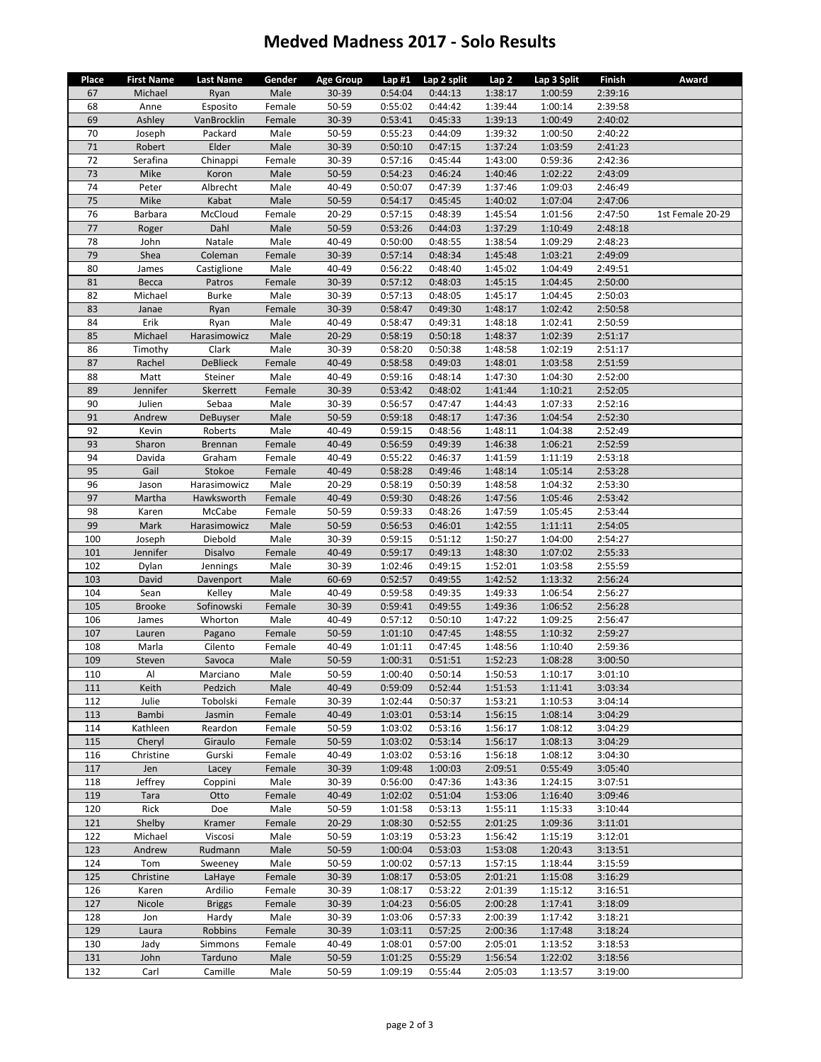# Medved Madness 2017 - Solo Results

| Place | First Name | Last Name | Gender | Age Group | Lap #1 | Lap 2 split | Lap 2 | Lap 3 Split | Finish | Award |
|---|---|---|---|---|---|---|---|---|---|---|
| 67 | Michael | Ryan | Male | 30-39 | 0:54:04 | 0:44:13 | 1:38:17 | 1:00:59 | 2:39:16 | |
| 68 | Anne | Esposito | Female | 50-59 | 0:55:02 | 0:44:42 | 1:39:44 | 1:00:14 | 2:39:58 | |
| 69 | Ashley | VanBrocklin | Female | 30-39 | 0:53:41 | 0:45:33 | 1:39:13 | 1:00:49 | 2:40:02 | |
| 70 | Joseph | Packard | Male | 50-59 | 0:55:23 | 0:44:09 | 1:39:32 | 1:00:50 | 2:40:22 | |
| 71 | Robert | Elder | Male | 30-39 | 0:50:10 | 0:47:15 | 1:37:24 | 1:03:59 | 2:41:23 | |
| 72 | Serafina | Chinappi | Female | 30-39 | 0:57:16 | 0:45:44 | 1:43:00 | 0:59:36 | 2:42:36 | |
| 73 | Mike | Koron | Male | 50-59 | 0:54:23 | 0:46:24 | 1:40:46 | 1:02:22 | 2:43:09 | |
| 74 | Peter | Albrecht | Male | 40-49 | 0:50:07 | 0:47:39 | 1:37:46 | 1:09:03 | 2:46:49 | |
| 75 | Mike | Kabat | Male | 50-59 | 0:54:17 | 0:45:45 | 1:40:02 | 1:07:04 | 2:47:06 | |
| 76 | Barbara | McCloud | Female | 20-29 | 0:57:15 | 0:48:39 | 1:45:54 | 1:01:56 | 2:47:50 | 1st Female 20-29 |
| 77 | Roger | Dahl | Male | 50-59 | 0:53:26 | 0:44:03 | 1:37:29 | 1:10:49 | 2:48:18 | |
| 78 | John | Natale | Male | 40-49 | 0:50:00 | 0:48:55 | 1:38:54 | 1:09:29 | 2:48:23 | |
| 79 | Shea | Coleman | Female | 30-39 | 0:57:14 | 0:48:34 | 1:45:48 | 1:03:21 | 2:49:09 | |
| 80 | James | Castiglione | Male | 40-49 | 0:56:22 | 0:48:40 | 1:45:02 | 1:04:49 | 2:49:51 | |
| 81 | Becca | Patros | Female | 30-39 | 0:57:12 | 0:48:03 | 1:45:15 | 1:04:45 | 2:50:00 | |
| 82 | Michael | Burke | Male | 30-39 | 0:57:13 | 0:48:05 | 1:45:17 | 1:04:45 | 2:50:03 | |
| 83 | Janae | Ryan | Female | 30-39 | 0:58:47 | 0:49:30 | 1:48:17 | 1:02:42 | 2:50:58 | |
| 84 | Erik | Ryan | Male | 40-49 | 0:58:47 | 0:49:31 | 1:48:18 | 1:02:41 | 2:50:59 | |
| 85 | Michael | Harasimowicz | Male | 20-29 | 0:58:19 | 0:50:18 | 1:48:37 | 1:02:39 | 2:51:17 | |
| 86 | Timothy | Clark | Male | 30-39 | 0:58:20 | 0:50:38 | 1:48:58 | 1:02:19 | 2:51:17 | |
| 87 | Rachel | DeBlieck | Female | 40-49 | 0:58:58 | 0:49:03 | 1:48:01 | 1:03:58 | 2:51:59 | |
| 88 | Matt | Steiner | Male | 40-49 | 0:59:16 | 0:48:14 | 1:47:30 | 1:04:30 | 2:52:00 | |
| 89 | Jennifer | Skerrett | Female | 30-39 | 0:53:42 | 0:48:02 | 1:41:44 | 1:10:21 | 2:52:05 | |
| 90 | Julien | Sebaa | Male | 30-39 | 0:56:57 | 0:47:47 | 1:44:43 | 1:07:33 | 2:52:16 | |
| 91 | Andrew | DeBuyser | Male | 50-59 | 0:59:18 | 0:48:17 | 1:47:36 | 1:04:54 | 2:52:30 | |
| 92 | Kevin | Roberts | Male | 40-49 | 0:59:15 | 0:48:56 | 1:48:11 | 1:04:38 | 2:52:49 | |
| 93 | Sharon | Brennan | Female | 40-49 | 0:56:59 | 0:49:39 | 1:46:38 | 1:06:21 | 2:52:59 | |
| 94 | Davida | Graham | Female | 40-49 | 0:55:22 | 0:46:37 | 1:41:59 | 1:11:19 | 2:53:18 | |
| 95 | Gail | Stokoe | Female | 40-49 | 0:58:28 | 0:49:46 | 1:48:14 | 1:05:14 | 2:53:28 | |
| 96 | Jason | Harasimowicz | Male | 20-29 | 0:58:19 | 0:50:39 | 1:48:58 | 1:04:32 | 2:53:30 | |
| 97 | Martha | Hawksworth | Female | 40-49 | 0:59:30 | 0:48:26 | 1:47:56 | 1:05:46 | 2:53:42 | |
| 98 | Karen | McCabe | Female | 50-59 | 0:59:33 | 0:48:26 | 1:47:59 | 1:05:45 | 2:53:44 | |
| 99 | Mark | Harasimowicz | Male | 50-59 | 0:56:53 | 0:46:01 | 1:42:55 | 1:11:11 | 2:54:05 | |
| 100 | Joseph | Diebold | Male | 30-39 | 0:59:15 | 0:51:12 | 1:50:27 | 1:04:00 | 2:54:27 | |
| 101 | Jennifer | Disalvo | Female | 40-49 | 0:59:17 | 0:49:13 | 1:48:30 | 1:07:02 | 2:55:33 | |
| 102 | Dylan | Jennings | Male | 30-39 | 1:02:46 | 0:49:15 | 1:52:01 | 1:03:58 | 2:55:59 | |
| 103 | David | Davenport | Male | 60-69 | 0:52:57 | 0:49:55 | 1:42:52 | 1:13:32 | 2:56:24 | |
| 104 | Sean | Kelley | Male | 40-49 | 0:59:58 | 0:49:35 | 1:49:33 | 1:06:54 | 2:56:27 | |
| 105 | Brooke | Sofinowski | Female | 30-39 | 0:59:41 | 0:49:55 | 1:49:36 | 1:06:52 | 2:56:28 | |
| 106 | James | Whorton | Male | 40-49 | 0:57:12 | 0:50:10 | 1:47:22 | 1:09:25 | 2:56:47 | |
| 107 | Lauren | Pagano | Female | 50-59 | 1:01:10 | 0:47:45 | 1:48:55 | 1:10:32 | 2:59:27 | |
| 108 | Marla | Cilento | Female | 40-49 | 1:01:11 | 0:47:45 | 1:48:56 | 1:10:40 | 2:59:36 | |
| 109 | Steven | Savoca | Male | 50-59 | 1:00:31 | 0:51:51 | 1:52:23 | 1:08:28 | 3:00:50 | |
| 110 | Al | Marciano | Male | 50-59 | 1:00:40 | 0:50:14 | 1:50:53 | 1:10:17 | 3:01:10 | |
| 111 | Keith | Pedzich | Male | 40-49 | 0:59:09 | 0:52:44 | 1:51:53 | 1:11:41 | 3:03:34 | |
| 112 | Julie | Tobolski | Female | 30-39 | 1:02:44 | 0:50:37 | 1:53:21 | 1:10:53 | 3:04:14 | |
| 113 | Bambi | Jasmin | Female | 40-49 | 1:03:01 | 0:53:14 | 1:56:15 | 1:08:14 | 3:04:29 | |
| 114 | Kathleen | Reardon | Female | 50-59 | 1:03:02 | 0:53:16 | 1:56:17 | 1:08:12 | 3:04:29 | |
| 115 | Cheryl | Giraulo | Female | 50-59 | 1:03:02 | 0:53:14 | 1:56:17 | 1:08:13 | 3:04:29 | |
| 116 | Christine | Gurski | Female | 40-49 | 1:03:02 | 0:53:16 | 1:56:18 | 1:08:12 | 3:04:30 | |
| 117 | Jen | Lacey | Female | 30-39 | 1:09:48 | 1:00:03 | 2:09:51 | 0:55:49 | 3:05:40 | |
| 118 | Jeffrey | Coppini | Male | 30-39 | 0:56:00 | 0:47:36 | 1:43:36 | 1:24:15 | 3:07:51 | |
| 119 | Tara | Otto | Female | 40-49 | 1:02:02 | 0:51:04 | 1:53:06 | 1:16:40 | 3:09:46 | |
| 120 | Rick | Doe | Male | 50-59 | 1:01:58 | 0:53:13 | 1:55:11 | 1:15:33 | 3:10:44 | |
| 121 | Shelby | Kramer | Female | 20-29 | 1:08:30 | 0:52:55 | 2:01:25 | 1:09:36 | 3:11:01 | |
| 122 | Michael | Viscosi | Male | 50-59 | 1:03:19 | 0:53:23 | 1:56:42 | 1:15:19 | 3:12:01 | |
| 123 | Andrew | Rudmann | Male | 50-59 | 1:00:04 | 0:53:03 | 1:53:08 | 1:20:43 | 3:13:51 | |
| 124 | Tom | Sweeney | Male | 50-59 | 1:00:02 | 0:57:13 | 1:57:15 | 1:18:44 | 3:15:59 | |
| 125 | Christine | LaHaye | Female | 30-39 | 1:08:17 | 0:53:05 | 2:01:21 | 1:15:08 | 3:16:29 | |
| 126 | Karen | Ardilio | Female | 30-39 | 1:08:17 | 0:53:22 | 2:01:39 | 1:15:12 | 3:16:51 | |
| 127 | Nicole | Briggs | Female | 30-39 | 1:04:23 | 0:56:05 | 2:00:28 | 1:17:41 | 3:18:09 | |
| 128 | Jon | Hardy | Male | 30-39 | 1:03:06 | 0:57:33 | 2:00:39 | 1:17:42 | 3:18:21 | |
| 129 | Laura | Robbins | Female | 30-39 | 1:03:11 | 0:57:25 | 2:00:36 | 1:17:48 | 3:18:24 | |
| 130 | Jady | Simmons | Female | 40-49 | 1:08:01 | 0:57:00 | 2:05:01 | 1:13:52 | 3:18:53 | |
| 131 | John | Tarduno | Male | 50-59 | 1:01:25 | 0:55:29 | 1:56:54 | 1:22:02 | 3:18:56 | |
| 132 | Carl | Camille | Male | 50-59 | 1:09:19 | 0:55:44 | 2:05:03 | 1:13:57 | 3:19:00 | |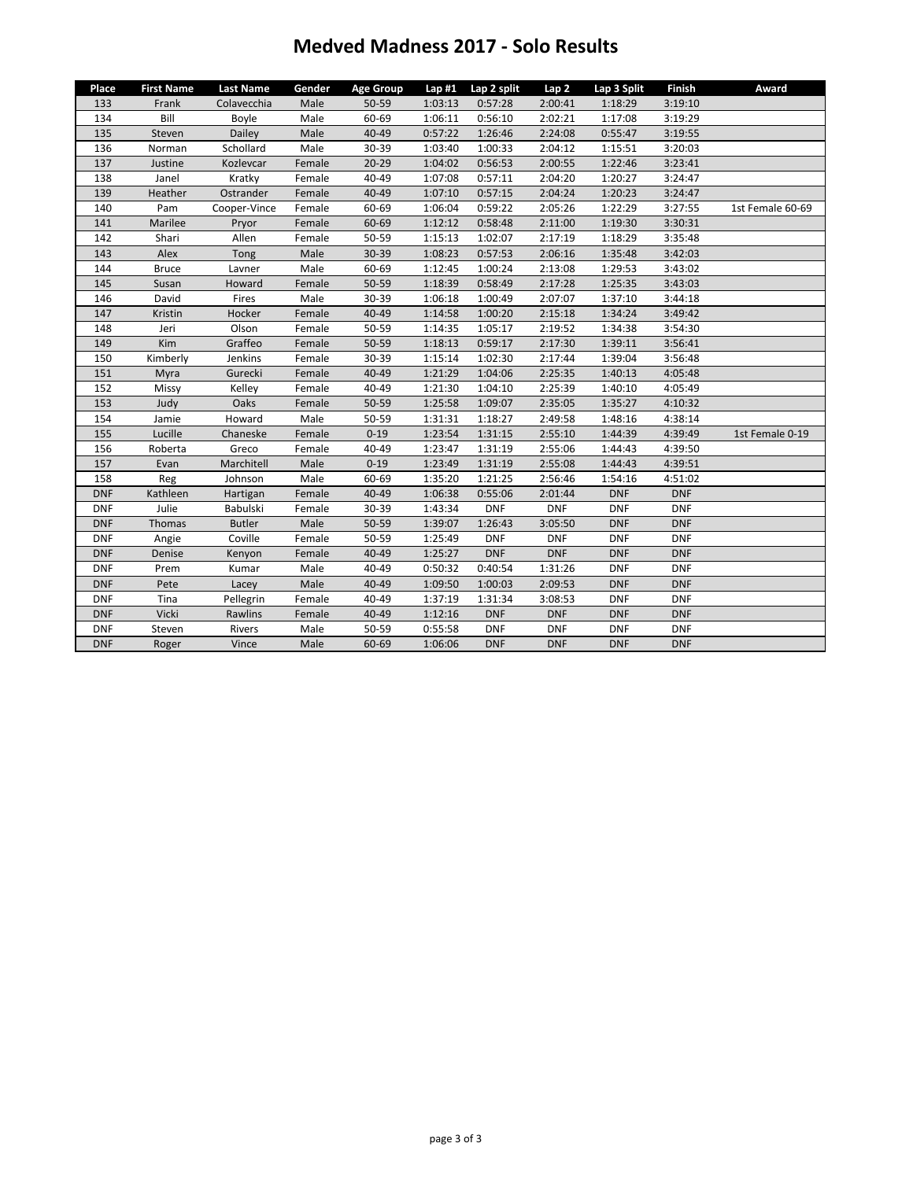# Medved Madness 2017 - Solo Results

| Place | First Name | Last Name | Gender | Age Group | Lap #1 | Lap 2 split | Lap 2 | Lap 3 Split | Finish | Award |
|---|---|---|---|---|---|---|---|---|---|---|
| 133 | Frank | Colavecchia | Male | 50-59 | 1:03:13 | 0:57:28 | 2:00:41 | 1:18:29 | 3:19:10 | |
| 134 | Bill | Boyle | Male | 60-69 | 1:06:11 | 0:56:10 | 2:02:21 | 1:17:08 | 3:19:29 | |
| 135 | Steven | Dailey | Male | 40-49 | 0:57:22 | 1:26:46 | 2:24:08 | 0:55:47 | 3:19:55 | |
| 136 | Norman | Schollard | Male | 30-39 | 1:03:40 | 1:00:33 | 2:04:12 | 1:15:51 | 3:20:03 | |
| 137 | Justine | Kozlevcar | Female | 20-29 | 1:04:02 | 0:56:53 | 2:00:55 | 1:22:46 | 3:23:41 | |
| 138 | Janel | Kratky | Female | 40-49 | 1:07:08 | 0:57:11 | 2:04:20 | 1:20:27 | 3:24:47 | |
| 139 | Heather | Ostrander | Female | 40-49 | 1:07:10 | 0:57:15 | 2:04:24 | 1:20:23 | 3:24:47 | |
| 140 | Pam | Cooper-Vince | Female | 60-69 | 1:06:04 | 0:59:22 | 2:05:26 | 1:22:29 | 3:27:55 | 1st Female 60-69 |
| 141 | Marilee | Pryor | Female | 60-69 | 1:12:12 | 0:58:48 | 2:11:00 | 1:19:30 | 3:30:31 | |
| 142 | Shari | Allen | Female | 50-59 | 1:15:13 | 1:02:07 | 2:17:19 | 1:18:29 | 3:35:48 | |
| 143 | Alex | Tong | Male | 30-39 | 1:08:23 | 0:57:53 | 2:06:16 | 1:35:48 | 3:42:03 | |
| 144 | Bruce | Lavner | Male | 60-69 | 1:12:45 | 1:00:24 | 2:13:08 | 1:29:53 | 3:43:02 | |
| 145 | Susan | Howard | Female | 50-59 | 1:18:39 | 0:58:49 | 2:17:28 | 1:25:35 | 3:43:03 | |
| 146 | David | Fires | Male | 30-39 | 1:06:18 | 1:00:49 | 2:07:07 | 1:37:10 | 3:44:18 | |
| 147 | Kristin | Hocker | Female | 40-49 | 1:14:58 | 1:00:20 | 2:15:18 | 1:34:24 | 3:49:42 | |
| 148 | Jeri | Olson | Female | 50-59 | 1:14:35 | 1:05:17 | 2:19:52 | 1:34:38 | 3:54:30 | |
| 149 | Kim | Graffeo | Female | 50-59 | 1:18:13 | 0:59:17 | 2:17:30 | 1:39:11 | 3:56:41 | |
| 150 | Kimberly | Jenkins | Female | 30-39 | 1:15:14 | 1:02:30 | 2:17:44 | 1:39:04 | 3:56:48 | |
| 151 | Myra | Gurecki | Female | 40-49 | 1:21:29 | 1:04:06 | 2:25:35 | 1:40:13 | 4:05:48 | |
| 152 | Missy | Kelley | Female | 40-49 | 1:21:30 | 1:04:10 | 2:25:39 | 1:40:10 | 4:05:49 | |
| 153 | Judy | Oaks | Female | 50-59 | 1:25:58 | 1:09:07 | 2:35:05 | 1:35:27 | 4:10:32 | |
| 154 | Jamie | Howard | Male | 50-59 | 1:31:31 | 1:18:27 | 2:49:58 | 1:48:16 | 4:38:14 | |
| 155 | Lucille | Chaneske | Female | 0-19 | 1:23:54 | 1:31:15 | 2:55:10 | 1:44:39 | 4:39:49 | 1st Female 0-19 |
| 156 | Roberta | Greco | Female | 40-49 | 1:23:47 | 1:31:19 | 2:55:06 | 1:44:43 | 4:39:50 | |
| 157 | Evan | Marchitell | Male | 0-19 | 1:23:49 | 1:31:19 | 2:55:08 | 1:44:43 | 4:39:51 | |
| 158 | Reg | Johnson | Male | 60-69 | 1:35:20 | 1:21:25 | 2:56:46 | 1:54:16 | 4:51:02 | |
| DNF | Kathleen | Hartigan | Female | 40-49 | 1:06:38 | 0:55:06 | 2:01:44 | DNF | DNF | |
| DNF | Julie | Babulski | Female | 30-39 | 1:43:34 | DNF | DNF | DNF | DNF | |
| DNF | Thomas | Butler | Male | 50-59 | 1:39:07 | 1:26:43 | 3:05:50 | DNF | DNF | |
| DNF | Angie | Coville | Female | 50-59 | 1:25:49 | DNF | DNF | DNF | DNF | |
| DNF | Denise | Kenyon | Female | 40-49 | 1:25:27 | DNF | DNF | DNF | DNF | |
| DNF | Prem | Kumar | Male | 40-49 | 0:50:32 | 0:40:54 | 1:31:26 | DNF | DNF | |
| DNF | Pete | Lacey | Male | 40-49 | 1:09:50 | 1:00:03 | 2:09:53 | DNF | DNF | |
| DNF | Tina | Pellegrin | Female | 40-49 | 1:37:19 | 1:31:34 | 3:08:53 | DNF | DNF | |
| DNF | Vicki | Rawlins | Female | 40-49 | 1:12:16 | DNF | DNF | DNF | DNF | |
| DNF | Steven | Rivers | Male | 50-59 | 0:55:58 | DNF | DNF | DNF | DNF | |
| DNF | Roger | Vince | Male | 60-69 | 1:06:06 | DNF | DNF | DNF | DNF | |